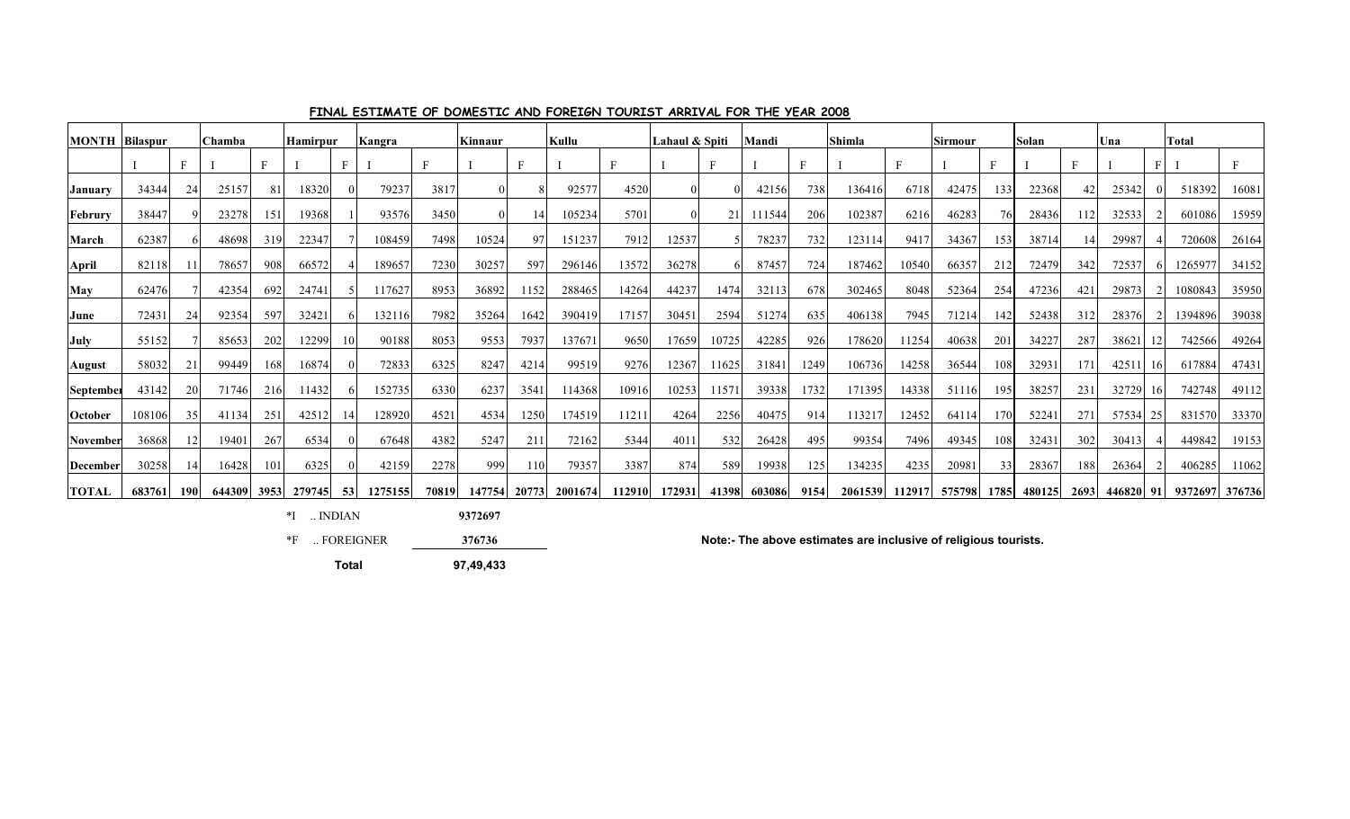## FINAL ESTIMATE OF DOMESTIC AND FOREIGN TOURIST ARRIVAL FOR THE YEAR 2008

| MONTH | Bilaspur | | Chamba | | Hamirpur | | Kangra | | Kinnaur | | Kullu | | Lahaul & Spiti | | Mandi | | Shimla | | Sirmour | | Solan | | Una | | Total | |
|---|---|---|---|---|---|---|---|---|---|---|---|---|---|---|---|---|---|---|---|---|---|---|---|---|---|---|
| | I | F | I | F | I | F | I | F | I | F | I | F | I | F | I | F | I | F | I | F | I | F | I | F | I | F |
| **January** | 34344 | 24 | 25157 | 81 | 18320 | 0 | 79237 | 3817 | 0 | 8 | 92577 | 4520 | 0 | 0 | 42156 | 738 | 136416 | 6718 | 42475 | 133 | 22368 | 42 | 25342 | 0 | 518392 | 16081 |
| **Februry** | 38447 | 9 | 23278 | 151 | 19368 | 1 | 93576 | 3450 | 0 | 14 | 105234 | 5701 | 0 | 21 | 111544 | 206 | 102387 | 6216 | 46283 | 76 | 28436 | 112 | 32533 | 2 | 601086 | 15959 |
| **March** | 62387 | 6 | 48698 | 319 | 22347 | 7 | 108459 | 7498 | 10524 | 97 | 151237 | 7912 | 12537 | 5 | 78237 | 732 | 123114 | 9417 | 34367 | 153 | 38714 | 14 | 29987 | 4 | 720608 | 26164 |
| **April** | 82118 | 11 | 78657 | 908 | 66572 | 4 | 189657 | 7230 | 30257 | 597 | 296146 | 13572 | 36278 | 6 | 87457 | 724 | 187462 | 10540 | 66357 | 212 | 72479 | 342 | 72537 | 6 | 1265977 | 34152 |
| **May** | 62476 | 7 | 42354 | 692 | 24741 | 5 | 117627 | 8953 | 36892 | 1152 | 288465 | 14264 | 44237 | 1474 | 32113 | 678 | 302465 | 8048 | 52364 | 254 | 47236 | 421 | 29873 | 2 | 1080843 | 35950 |
| **June** | 72431 | 24 | 92354 | 597 | 32421 | 6 | 132116 | 7982 | 35264 | 1642 | 390419 | 17157 | 30451 | 2594 | 51274 | 635 | 406138 | 7945 | 71214 | 142 | 52438 | 312 | 28376 | 2 | 1394896 | 39038 |
| **July** | 55152 | 7 | 85653 | 202 | 12299 | 10 | 90188 | 8053 | 9553 | 7937 | 137671 | 9650 | 17659 | 10725 | 42285 | 926 | 178620 | 11254 | 40638 | 201 | 34227 | 287 | 38621 | 12 | 742566 | 49264 |
| **August** | 58032 | 21 | 99449 | 168 | 16874 | 0 | 72833 | 6325 | 8247 | 4214 | 99519 | 9276 | 12367 | 11625 | 31841 | 1249 | 106736 | 14258 | 36544 | 108 | 32931 | 171 | 42511 | 16 | 617884 | 47431 |
| **September** | 43142 | 20 | 71746 | 216 | 11432 | 6 | 152735 | 6330 | 6237 | 3541 | 114368 | 10916 | 10253 | 11571 | 39338 | 1732 | 171395 | 14338 | 51116 | 195 | 38257 | 231 | 32729 | 16 | 742748 | 49112 |
| **October** | 108106 | 35 | 41134 | 251 | 42512 | 14 | 128920 | 4521 | 4534 | 1250 | 174519 | 11211 | 4264 | 2256 | 40475 | 914 | 113217 | 12452 | 64114 | 170 | 52241 | 271 | 57534 | 25 | 831570 | 33370 |
| **November** | 36868 | 12 | 19401 | 267 | 6534 | 0 | 67648 | 4382 | 5247 | 211 | 72162 | 5344 | 4011 | 532 | 26428 | 495 | 99354 | 7496 | 49345 | 108 | 32431 | 302 | 30413 | 4 | 449842 | 19153 |
| **December** | 30258 | 14 | 16428 | 101 | 6325 | 0 | 42159 | 2278 | 999 | 110 | 79357 | 3387 | 874 | 589 | 19938 | 125 | 134235 | 4235 | 20981 | 33 | 28367 | 188 | 26364 | 2 | 406285 | 11062 |
| **TOTAL** | **683761** | **190** | **644309** | **3953** | **279745** | **53** | **1275155** | **70819** | **147754** | **20773** | **2001674** | **112910** | **172931** | **41398** | **603086** | **9154** | **2061539** | **112917** | **575798** | **1785** | **480125** | **2693** | **446820** | **91** | **9372697** | **376736** |

*I .. INDIAN 9372697

*F .. FOREIGNER 376736

**Total 97,49,433**

**Note:- The above estimates are inclusive of religious tourists.**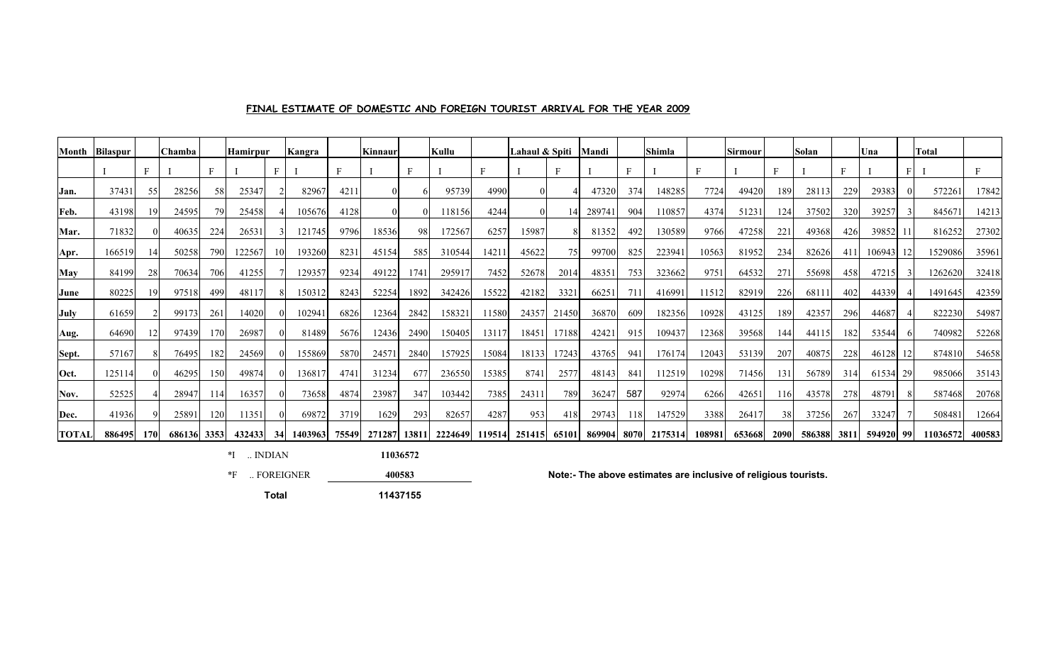## FINAL ESTIMATE OF DOMESTIC AND FOREIGN TOURIST ARRIVAL FOR THE YEAR 2009

| Month | Bilaspur | | Chamba | | Hamirpur | | Kangra | | Kinnaur | | Kullu | | Lahaul & Spiti | | Mandi | | Shimla | | Sirmour | | Solan | | Una | | Total | |
|---|---|---|---|---|---|---|---|---|---|---|---|---|---|---|---|---|---|---|---|---|---|---|---|---|---|---|
| | I | F | I | F | I | F | I | F | I | F | I | F | I | F | I | F | I | F | I | F | I | F | I | F | I | F |
| **Jan.** | 37431 | 55 | 28256 | 58 | 25347 | 2 | 82967 | 4211 | 0 | 6 | 95739 | 4990 | 0 | 4 | 47320 | 374 | 148285 | 7724 | 49420 | 189 | 28113 | 229 | 29383 | 0 | 572261 | 17842 |
| **Feb.** | 43198 | 19 | 24595 | 79 | 25458 | 4 | 105676 | 4128 | 0 | 0 | 118156 | 4244 | 0 | 14 | 289741 | 904 | 110857 | 4374 | 51231 | 124 | 37502 | 320 | 39257 | 3 | 845671 | 14213 |
| **Mar.** | 71832 | 0 | 40635 | 224 | 26531 | 3 | 121745 | 9796 | 18536 | 98 | 172567 | 6257 | 15987 | 8 | 81352 | 492 | 130589 | 9766 | 47258 | 221 | 49368 | 426 | 39852 | 11 | 816252 | 27302 |
| **Apr.** | 166519 | 14 | 50258 | 790 | 122567 | 10 | 193260 | 8231 | 45154 | 585 | 310544 | 14211 | 45622 | 75 | 99700 | 825 | 223941 | 10563 | 81952 | 234 | 82626 | 411 | 106943 | 12 | 1529086 | 35961 |
| **May** | 84199 | 28 | 70634 | 706 | 41255 | 7 | 129357 | 9234 | 49122 | 1741 | 295917 | 7452 | 52678 | 2014 | 48351 | 753 | 323662 | 9751 | 64532 | 271 | 55698 | 458 | 47215 | 3 | 1262620 | 32418 |
| **June** | 80225 | 19 | 97518 | 499 | 48117 | 8 | 150312 | 8243 | 52254 | 1892 | 342426 | 15522 | 42182 | 3321 | 66251 | 711 | 416991 | 11512 | 82919 | 226 | 68111 | 402 | 44339 | 4 | 1491645 | 42359 |
| **July** | 61659 | 2 | 99173 | 261 | 14020 | 0 | 102941 | 6826 | 12364 | 2842 | 158321 | 11580 | 24357 | 21450 | 36870 | 609 | 182356 | 10928 | 43125 | 189 | 42357 | 296 | 44687 | 4 | 822230 | 54987 |
| **Aug.** | 64690 | 12 | 97439 | 170 | 26987 | 0 | 81489 | 5676 | 12436 | 2490 | 150405 | 13117 | 18451 | 17188 | 42421 | 915 | 109437 | 12368 | 39568 | 144 | 44115 | 182 | 53544 | 6 | 740982 | 52268 |
| **Sept.** | 57167 | 8 | 76495 | 182 | 24569 | 0 | 155869 | 5870 | 24571 | 2840 | 157925 | 15084 | 18133 | 17243 | 43765 | 941 | 176174 | 12043 | 53139 | 207 | 40875 | 228 | 46128 | 12 | 874810 | 54658 |
| **Oct.** | 125114 | 0 | 46295 | 150 | 49874 | 0 | 136817 | 4741 | 31234 | 677 | 236550 | 15385 | 8741 | 2577 | 48143 | 841 | 112519 | 10298 | 71456 | 131 | 56789 | 314 | 61534 | 29 | 985066 | 35143 |
| **Nov.** | 52525 | 4 | 28947 | 114 | 16357 | 0 | 73658 | 4874 | 23987 | 347 | 103442 | 7385 | 24311 | 789 | 36247 | 587 | 92974 | 6266 | 42651 | 116 | 43578 | 278 | 48791 | 8 | 587468 | 20768 |
| **Dec.** | 41936 | 9 | 25891 | 120 | 11351 | 0 | 69872 | 3719 | 1629 | 293 | 82657 | 4287 | 953 | 418 | 29743 | 118 | 147529 | 3388 | 26417 | 38 | 37256 | 267 | 33247 | 7 | 508481 | 12664 |
| **TOTAL** | **886495** | **170** | **686136** | **3353** | **432433** | **34** | **1403963** | **75549** | **271287** | **13811** | **2224649** | **119514** | **251415** | **65101** | **869904** | **8070** | **2175314** | **108981** | **653668** | **2090** | **586388** | **3811** | **594920** | **99** | **11036572** | **400583** |

*I .. INDIAN 11036572

*F .. FOREIGNER 400583

**Total** **11437155**

**Note:- The above estimates are inclusive of religious tourists.**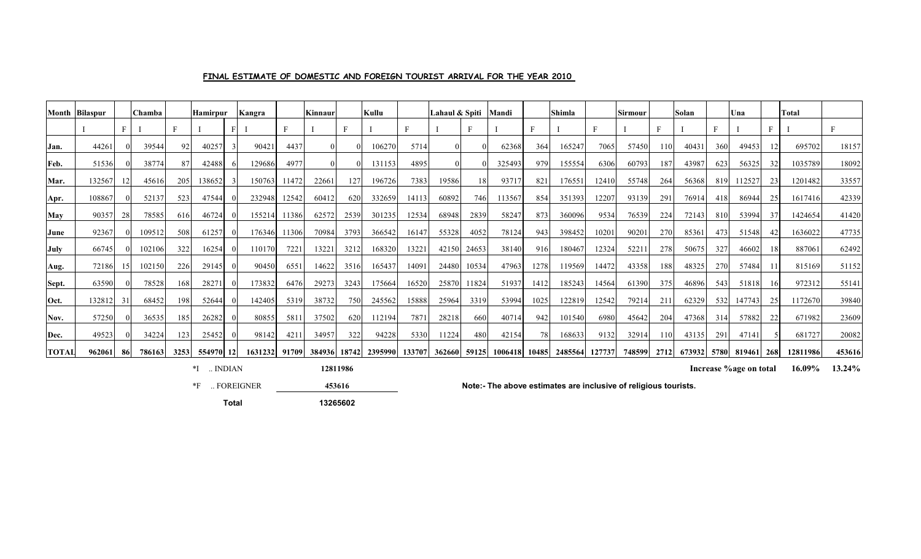**FINAL ESTIMATE OF DOMESTIC AND FOREIGN TOURIST ARRIVAL FOR THE YEAR 2010**

| Month | Bilaspur | | Chamba | | Hamirpur | | Kangra | | Kinnaur | | Kullu | | Lahaul & Spiti | | Mandi | | Shimla | | Sirmour | | Solan | | Una | | Total | |
|---|---|---|---|---|---|---|---|---|---|---|---|---|---|---|---|---|---|---|---|---|---|---|---|---|---|---|
| | I | F | I | F | I | F | I | F | I | F | I | F | I | F | I | F | I | F | I | F | I | F | I | F | I | F |
| **Jan.** | 44261 | 0 | 39544 | 92 | 40257 | 3 | 90421 | 4437 | 0 | 0 | 106270 | 5714 | 0 | 0 | 62368 | 364 | 165247 | 7065 | 57450 | 110 | 40431 | 360 | 49453 | 12 | 695702 | 18157 |
| **Feb.** | 51536 | 0 | 38774 | 87 | 42488 | 6 | 129686 | 4977 | 0 | 0 | 131153 | 4895 | 0 | 0 | 325493 | 979 | 155554 | 6306 | 60793 | 187 | 43987 | 623 | 56325 | 32 | 1035789 | 18092 |
| **Mar.** | 132567 | 12 | 45616 | 205 | 138652 | 3 | 150763 | 11472 | 22661 | 127 | 196726 | 7383 | 19586 | 18 | 93717 | 821 | 176551 | 12410 | 55748 | 264 | 56368 | 819 | 112527 | 23 | 1201482 | 33557 |
| **Apr.** | 108867 | 0 | 52137 | 523 | 47544 | 0 | 232948 | 12542 | 60412 | 620 | 332659 | 14113 | 60892 | 746 | 113567 | 854 | 351393 | 12207 | 93139 | 291 | 76914 | 418 | 86944 | 25 | 1617416 | 42339 |
| **May** | 90357 | 28 | 78585 | 616 | 46724 | 0 | 155214 | 11386 | 62572 | 2539 | 301235 | 12534 | 68948 | 2839 | 58247 | 873 | 360096 | 9534 | 76539 | 224 | 72143 | 810 | 53994 | 37 | 1424654 | 41420 |
| **June** | 92367 | 0 | 109512 | 508 | 61257 | 0 | 176346 | 11306 | 70984 | 3793 | 366542 | 16147 | 55328 | 4052 | 78124 | 943 | 398452 | 10201 | 90201 | 270 | 85361 | 473 | 51548 | 42 | 1636022 | 47735 |
| **July** | 66745 | 0 | 102106 | 322 | 16254 | 0 | 110170 | 7221 | 13221 | 3212 | 168320 | 13221 | 42150 | 24653 | 38140 | 916 | 180467 | 12324 | 52211 | 278 | 50675 | 327 | 46602 | 18 | 887061 | 62492 |
| **Aug.** | 72186 | 15 | 102150 | 226 | 29145 | 0 | 90450 | 6551 | 14622 | 3516 | 165437 | 14091 | 24480 | 10534 | 47963 | 1278 | 119569 | 14472 | 43358 | 188 | 48325 | 270 | 57484 | 11 | 815169 | 51152 |
| **Sept.** | 63590 | 0 | 78528 | 168 | 28271 | 0 | 173832 | 6476 | 29273 | 3243 | 175664 | 16520 | 25870 | 11824 | 51937 | 1412 | 185243 | 14564 | 61390 | 375 | 46896 | 543 | 51818 | 16 | 972312 | 55141 |
| **Oct.** | 132812 | 31 | 68452 | 198 | 52644 | 0 | 142405 | 5319 | 38732 | 750 | 245562 | 15888 | 25964 | 3319 | 53994 | 1025 | 122819 | 12542 | 79214 | 211 | 62329 | 532 | 147743 | 25 | 1172670 | 39840 |
| **Nov.** | 57250 | 0 | 36535 | 185 | 26282 | 0 | 80855 | 5811 | 37502 | 620 | 112194 | 7871 | 28218 | 660 | 40714 | 942 | 101540 | 6980 | 45642 | 204 | 47368 | 314 | 57882 | 22 | 671982 | 23609 |
| **Dec.** | 49523 | 0 | 34224 | 123 | 25452 | 0 | 98142 | 4211 | 34957 | 322 | 94228 | 5330 | 11224 | 480 | 42154 | 78 | 168633 | 9132 | 32914 | 110 | 43135 | 291 | 47141 | 5 | 681727 | 20082 |
| **TOTAL** | **962061** | **86** | **786163** | **3253** | **554970** | **12** | **1631232** | **91709** | **384936** | **18742** | **2395990** | **133707** | **362660** | **59125** | **1006418** | **10485** | **2485564** | **127737** | **748599** | **2712** | **673932** | **5780** | **819461** | **268** | **12811986** | **453616** |

**Increase %age on total** **16.09%** **13.24%**

| | |
|---|---|
| *I .. INDIAN | **12811986** |
| *F .. FOREIGNER | **453616** |
| **Total** | **13265602** |

**Note:- The above estimates are inclusive of religious tourists.**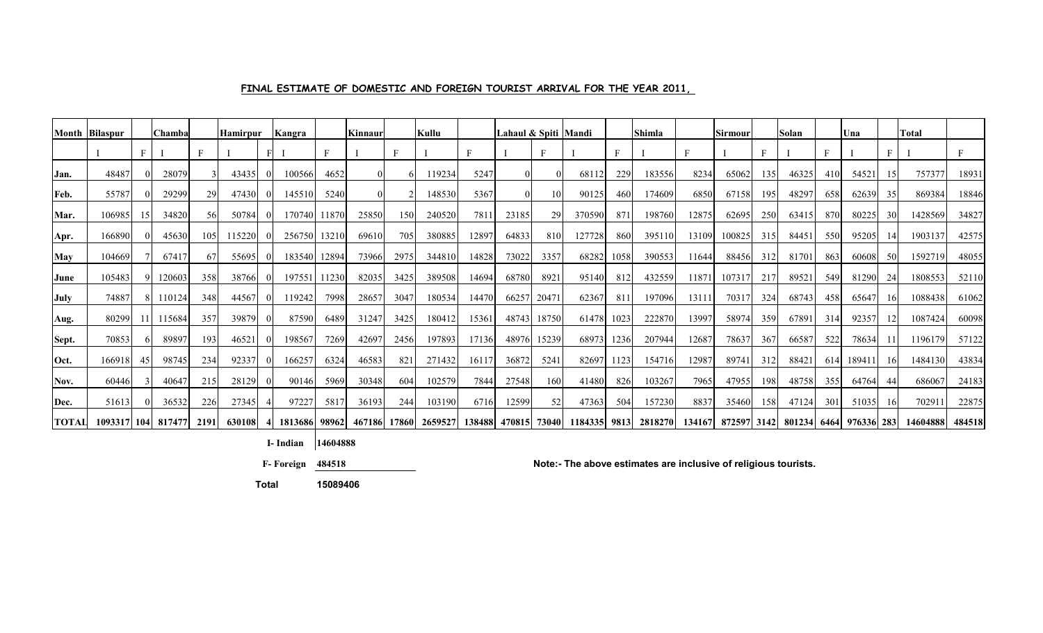**FINAL ESTIMATE OF DOMESTIC AND FOREIGN TOURIST ARRIVAL FOR THE YEAR 2011,**

| Month | Bilaspur | | Chamba | | Hamirpur | | Kangra | | Kinnaur | | Kullu | | Lahaul & Spiti | | Mandi | | Shimla | | Sirmour | | Solan | | Una | | Total | |
|---|---|---|---|---|---|---|---|---|---|---|---|---|---|---|---|---|---|---|---|---|---|---|---|---|---|---|
| | I | F | I | F | I | F | I | F | I | F | I | F | I | F | I | F | I | F | I | F | I | F | I | F | I | F |
| Jan. | 48487 | 0 | 28079 | 3 | 43435 | 0 | 100566 | 4652 | 0 | 6 | 119234 | 5247 | 0 | 0 | 68112 | 229 | 183556 | 8234 | 65062 | 135 | 46325 | 410 | 54521 | 15 | 757377 | 18931 |
| Feb. | 55787 | 0 | 29299 | 29 | 47430 | 0 | 145510 | 5240 | 0 | 2 | 148530 | 5367 | 0 | 10 | 90125 | 460 | 174609 | 6850 | 67158 | 195 | 48297 | 658 | 62639 | 35 | 869384 | 18846 |
| Mar. | 106985 | 15 | 34820 | 56 | 50784 | 0 | 170740 | 11870 | 25850 | 150 | 240520 | 7811 | 23185 | 29 | 370590 | 871 | 198760 | 12875 | 62695 | 250 | 63415 | 870 | 80225 | 30 | 1428569 | 34827 |
| Apr. | 166890 | 0 | 45630 | 105 | 115220 | 0 | 256750 | 13210 | 69610 | 705 | 380885 | 12897 | 64833 | 810 | 127728 | 860 | 395110 | 13109 | 100825 | 315 | 84451 | 550 | 95205 | 14 | 1903137 | 42575 |
| May | 104669 | 7 | 67417 | 67 | 55695 | 0 | 183540 | 12894 | 73966 | 2975 | 344810 | 14828 | 73022 | 3357 | 68282 | 1058 | 390553 | 11644 | 88456 | 312 | 81701 | 863 | 60608 | 50 | 1592719 | 48055 |
| June | 105483 | 9 | 120603 | 358 | 38766 | 0 | 197551 | 11230 | 82035 | 3425 | 389508 | 14694 | 68780 | 8921 | 95140 | 812 | 432559 | 11871 | 107317 | 217 | 89521 | 549 | 81290 | 24 | 1808553 | 52110 |
| July | 74887 | 8 | 110124 | 348 | 44567 | 0 | 119242 | 7998 | 28657 | 3047 | 180534 | 14470 | 66257 | 20471 | 62367 | 811 | 197096 | 13111 | 70317 | 324 | 68743 | 458 | 65647 | 16 | 1088438 | 61062 |
| Aug. | 80299 | 11 | 115684 | 357 | 39879 | 0 | 87590 | 6489 | 31247 | 3425 | 180412 | 15361 | 48743 | 18750 | 61478 | 1023 | 222870 | 13997 | 58974 | 359 | 67891 | 314 | 92357 | 12 | 1087424 | 60098 |
| Sept. | 70853 | 6 | 89897 | 193 | 46521 | 0 | 198567 | 7269 | 42697 | 2456 | 197893 | 17136 | 48976 | 15239 | 68973 | 1236 | 207944 | 12687 | 78637 | 367 | 66587 | 522 | 78634 | 11 | 1196179 | 57122 |
| Oct. | 166918 | 45 | 98745 | 234 | 92337 | 0 | 166257 | 6324 | 46583 | 821 | 271432 | 16117 | 36872 | 5241 | 82697 | 1123 | 154716 | 12987 | 89741 | 312 | 88421 | 614 | 189411 | 16 | 1484130 | 43834 |
| Nov. | 60446 | 3 | 40647 | 215 | 28129 | 0 | 90146 | 5969 | 30348 | 604 | 102579 | 7844 | 27548 | 160 | 41480 | 826 | 103267 | 7965 | 47955 | 198 | 48758 | 355 | 64764 | 44 | 686067 | 24183 |
| Dec. | 51613 | 0 | 36532 | 226 | 27345 | 4 | 97227 | 5817 | 36193 | 244 | 103190 | 6716 | 12599 | 52 | 47363 | 504 | 157230 | 8837 | 35460 | 158 | 47124 | 301 | 51035 | 16 | 702911 | 22875 |
| **TOTAL** | **1093317** | **104** | **817477** | **2191** | **630108** | **4** | **1813686** | **98962** | **467186** | **17860** | **2659527** | **138488** | **470815** | **73040** | **1184335** | **9813** | **2818270** | **134167** | **872597** | **3142** | **801234** | **6464** | **976336** | **283** | **14604888** | **484518** |

| | |
|---|---|
| **I- Indian** | **14604888** |
| **F- Foreign** | **484518** |
| **Total** | **15089406** |

**Note:- The above estimates are inclusive of religious tourists.**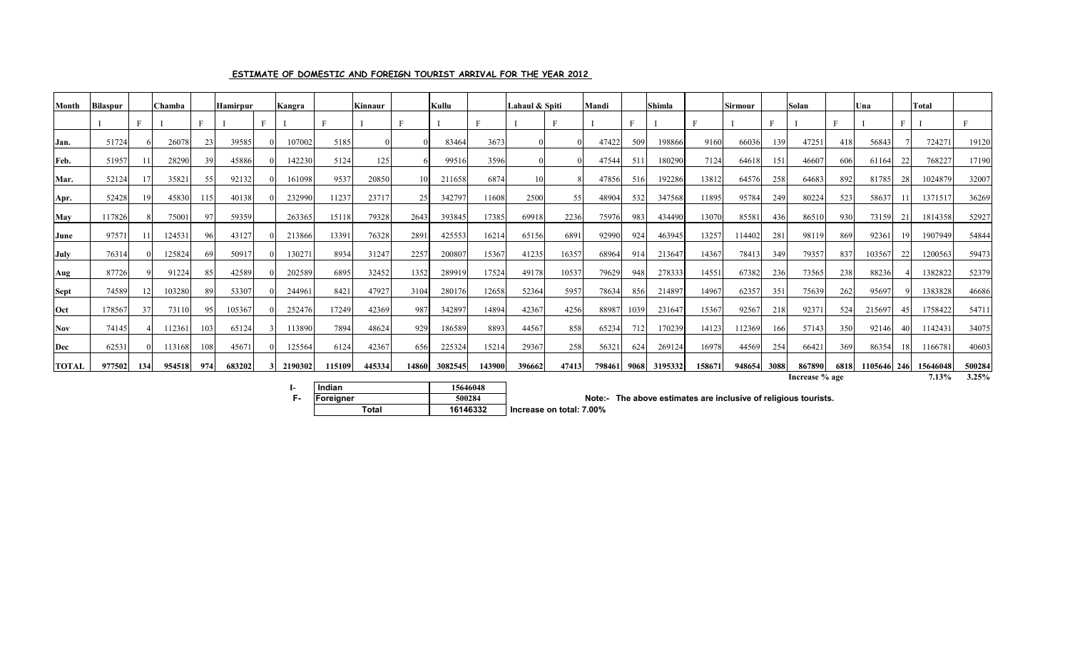**ESTIMATE OF DOMESTIC AND FOREIGN TOURIST ARRIVAL FOR THE YEAR 2012**

| Month | Bilaspur | | Chamba | | Hamirpur | | Kangra | | Kinnaur | | Kullu | | Lahaul & Spiti | | Mandi | | Shimla | | Sirmour | | Solan | | Una | | Total | |
|---|---|---|---|---|---|---|---|---|---|---|---|---|---|---|---|---|---|---|---|---|---|---|---|---|---|---|
| | I | F | I | F | I | F | I | F | I | F | I | F | I | F | I | F | I | F | I | F | I | F | I | F | I | F |
| Jan. | 51724 | 6 | 26078 | 23 | 39585 | 0 | 107002 | 5185 | 0 | 0 | 83464 | 3673 | 0 | 0 | 47422 | 509 | 198866 | 9160 | 66036 | 139 | 47251 | 418 | 56843 | 7 | 724271 | 19120 |
| Feb. | 51957 | 11 | 28290 | 39 | 45886 | 0 | 142230 | 5124 | 125 | 6 | 99516 | 3596 | 0 | 0 | 47544 | 511 | 180290 | 7124 | 64618 | 151 | 46607 | 606 | 61164 | 22 | 768227 | 17190 |
| Mar. | 52124 | 17 | 35821 | 55 | 92132 | 0 | 161098 | 9537 | 20850 | 10 | 211658 | 6874 | 10 | 8 | 47856 | 516 | 192286 | 13812 | 64576 | 258 | 64683 | 892 | 81785 | 28 | 1024879 | 32007 |
| Apr. | 52428 | 19 | 45830 | 115 | 40138 | 0 | 232990 | 11237 | 23717 | 25 | 342797 | 11608 | 2500 | 55 | 48904 | 532 | 347568 | 11895 | 95784 | 249 | 80224 | 523 | 58637 | 11 | 1371517 | 36269 |
| May | 117826 | 8 | 75001 | 97 | 59359 | | 263365 | 15118 | 79328 | 2643 | 393845 | 17385 | 69918 | 2236 | 75976 | 983 | 434490 | 13070 | 85581 | 436 | 86510 | 930 | 73159 | 21 | 1814358 | 52927 |
| June | 97571 | 11 | 124531 | 96 | 43127 | 0 | 213866 | 13391 | 76328 | 2891 | 425553 | 16214 | 65156 | 6891 | 92990 | 924 | 463945 | 13257 | 114402 | 281 | 98119 | 869 | 92361 | 19 | 1907949 | 54844 |
| July | 76314 | 0 | 125824 | 69 | 50917 | 0 | 130271 | 8934 | 31247 | 2257 | 200807 | 15367 | 41235 | 16357 | 68964 | 914 | 213647 | 14367 | 78413 | 349 | 79357 | 837 | 103567 | 22 | 1200563 | 59473 |
| Aug | 87726 | 9 | 91224 | 85 | 42589 | 0 | 202589 | 6895 | 32452 | 1352 | 289919 | 17524 | 49178 | 10537 | 79629 | 948 | 278333 | 14551 | 67382 | 236 | 73565 | 238 | 88236 | 4 | 1382822 | 52379 |
| Sept | 74589 | 12 | 103280 | 89 | 53307 | 0 | 244961 | 8421 | 47927 | 3104 | 280176 | 12658 | 52364 | 5957 | 78634 | 856 | 214897 | 14967 | 62357 | 351 | 75639 | 262 | 95697 | 9 | 1383828 | 46686 |
| Oct | 178567 | 37 | 73110 | 95 | 105367 | 0 | 252476 | 17249 | 42369 | 987 | 342897 | 14894 | 42367 | 4256 | 88987 | 1039 | 231647 | 15367 | 92567 | 218 | 92371 | 524 | 215697 | 45 | 1758422 | 54711 |
| Nov | 74145 | 4 | 112361 | 103 | 65124 | 3 | 113890 | 7894 | 48624 | 929 | 186589 | 8893 | 44567 | 858 | 65234 | 712 | 170239 | 14123 | 112369 | 166 | 57143 | 350 | 92146 | 40 | 1142431 | 34075 |
| Dec | 62531 | 0 | 113168 | 108 | 45671 | 0 | 125564 | 6124 | 42367 | 656 | 225324 | 15214 | 29367 | 258 | 56321 | 624 | 269124 | 16978 | 44569 | 254 | 66421 | 369 | 86354 | 18 | 1166781 | 40603 |
| TOTAL | 977502 | 134 | 954518 | 974 | 683202 | 3 | 2190302 | 115109 | 445334 | 14860 | 3082545 | 143900 | 396662 | 47413 | 798461 | 9068 | 3195332 | 158671 | 948654 | 3088 | 867890 | 6818 | 1105646 | 246 | 15646048 | 500284 |
| | | | | | | | | | | | | | | | | | | | Increase % age | | | | | | 7.13% | 3.25% |

| | | |
|---|---|---|
| I- | Indian | 15646048 |
| F- | Foreigner | 500284 |
| | Total | 16146332 |

Increase on total: 7.00%

Note:- The above estimates are inclusive of religious tourists.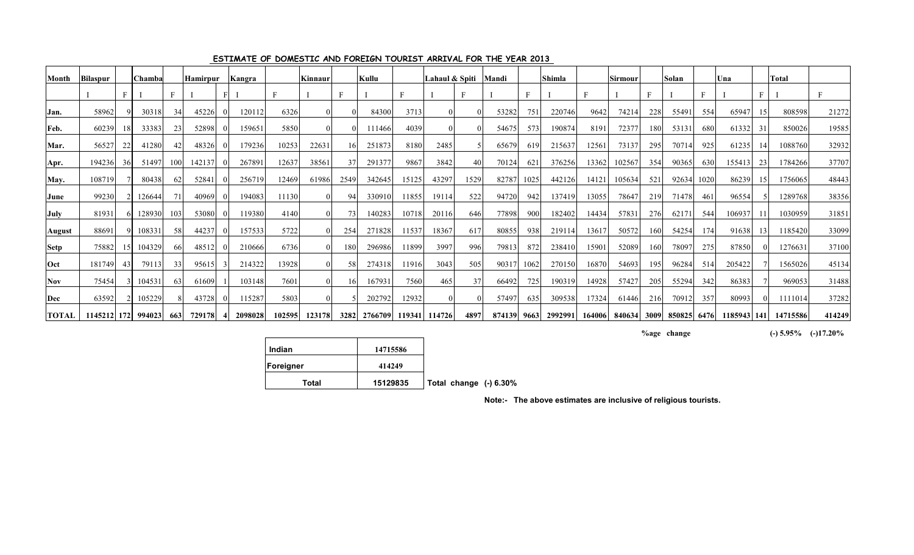## ESTIMATE OF DOMESTIC AND FOREIGN TOURIST ARRIVAL FOR THE YEAR 2013

| Month | Bilaspur | | Chamba | | Hamirpur | | Kangra | | Kinnaur | | Kullu | | Lahaul & Spiti | | Mandi | | Shimla | | Sirmour | | Solan | | Una | | Total | |
|---|---|---|---|---|---|---|---|---|---|---|---|---|---|---|---|---|---|---|---|---|---|---|---|---|---|---|
| | I | F | I | F | I | F | I | F | I | F | I | F | I | F | I | F | I | F | I | F | I | F | I | F | I | F |
| Jan. | 58962 | 9 | 30318 | 34 | 45226 | 0 | 120112 | 6326 | 0 | 0 | 84300 | 3713 | 0 | 0 | 53282 | 751 | 220746 | 9642 | 74214 | 228 | 55491 | 554 | 65947 | 15 | 808598 | 21272 |
| Feb. | 60239 | 18 | 33383 | 23 | 52898 | 0 | 159651 | 5850 | 0 | 0 | 111466 | 4039 | 0 | 0 | 54675 | 573 | 190874 | 8191 | 72377 | 180 | 53131 | 680 | 61332 | 31 | 850026 | 19585 |
| Mar. | 56527 | 22 | 41280 | 42 | 48326 | 0 | 179236 | 10253 | 22631 | 16 | 251873 | 8180 | 2485 | 5 | 65679 | 619 | 215637 | 12561 | 73137 | 295 | 70714 | 925 | 61235 | 14 | 1088760 | 32932 |
| Apr. | 194236 | 36 | 51497 | 100 | 142137 | 0 | 267891 | 12637 | 38561 | 37 | 291377 | 9867 | 3842 | 40 | 70124 | 621 | 376256 | 13362 | 102567 | 354 | 90365 | 630 | 155413 | 23 | 1784266 | 37707 |
| May. | 108719 | 7 | 80438 | 62 | 52841 | 0 | 256719 | 12469 | 61986 | 2549 | 342645 | 15125 | 43297 | 1529 | 82787 | 1025 | 442126 | 14121 | 105634 | 521 | 92634 | 1020 | 86239 | 15 | 1756065 | 48443 |
| June | 99230 | 2 | 126644 | 71 | 40969 | 0 | 194083 | 11130 | 0 | 94 | 330910 | 11855 | 19114 | 522 | 94720 | 942 | 137419 | 13055 | 78647 | 219 | 71478 | 461 | 96554 | 5 | 1289768 | 38356 |
| July | 81931 | 6 | 128930 | 103 | 53080 | 0 | 119380 | 4140 | 0 | 73 | 140283 | 10718 | 20116 | 646 | 77898 | 900 | 182402 | 14434 | 57831 | 276 | 62171 | 544 | 106937 | 11 | 1030959 | 31851 |
| August | 88691 | 9 | 108331 | 58 | 44237 | 0 | 157533 | 5722 | 0 | 254 | 271828 | 11537 | 18367 | 617 | 80855 | 938 | 219114 | 13617 | 50572 | 160 | 54254 | 174 | 91638 | 13 | 1185420 | 33099 |
| Setp | 75882 | 15 | 104329 | 66 | 48512 | 0 | 210666 | 6736 | 0 | 180 | 296986 | 11899 | 3997 | 996 | 79813 | 872 | 238410 | 15901 | 52089 | 160 | 78097 | 275 | 87850 | 0 | 1276631 | 37100 |
| Oct | 181749 | 43 | 79113 | 33 | 95615 | 3 | 214322 | 13928 | 0 | 58 | 274318 | 11916 | 3043 | 505 | 90317 | 1062 | 270150 | 16870 | 54693 | 195 | 96284 | 514 | 205422 | 7 | 1565026 | 45134 |
| Nov | 75454 | 3 | 104531 | 63 | 61609 | 1 | 103148 | 7601 | 0 | 16 | 167931 | 7560 | 465 | 37 | 66492 | 725 | 190319 | 14928 | 57427 | 205 | 55294 | 342 | 86383 | 7 | 969053 | 31488 |
| Dec | 63592 | 2 | 105229 | 8 | 43728 | 0 | 115287 | 5803 | 0 | 5 | 202792 | 12932 | 0 | 0 | 57497 | 635 | 309538 | 17324 | 61446 | 216 | 70912 | 357 | 80993 | 0 | 1111014 | 37282 |
| TOTAL | 1145212 | 172 | 994023 | 663 | 729178 | 4 | 2098028 | 102595 | 123178 | 3282 | 2766709 | 119341 | 114726 | 4897 | 874139 | 9663 | 2992991 | 164006 | 840634 | 3009 | 850825 | 6476 | 1185943 | 141 | 14715586 | 414249 |

%age change (-) 5.95% (-)17.20%

| Indian | 14715586 |
|---|---|
| Foreigner | 414249 |
| Total | 15129835 |

Total change (-) 6.30%

**Note:- The above estimates are inclusive of religious tourists.**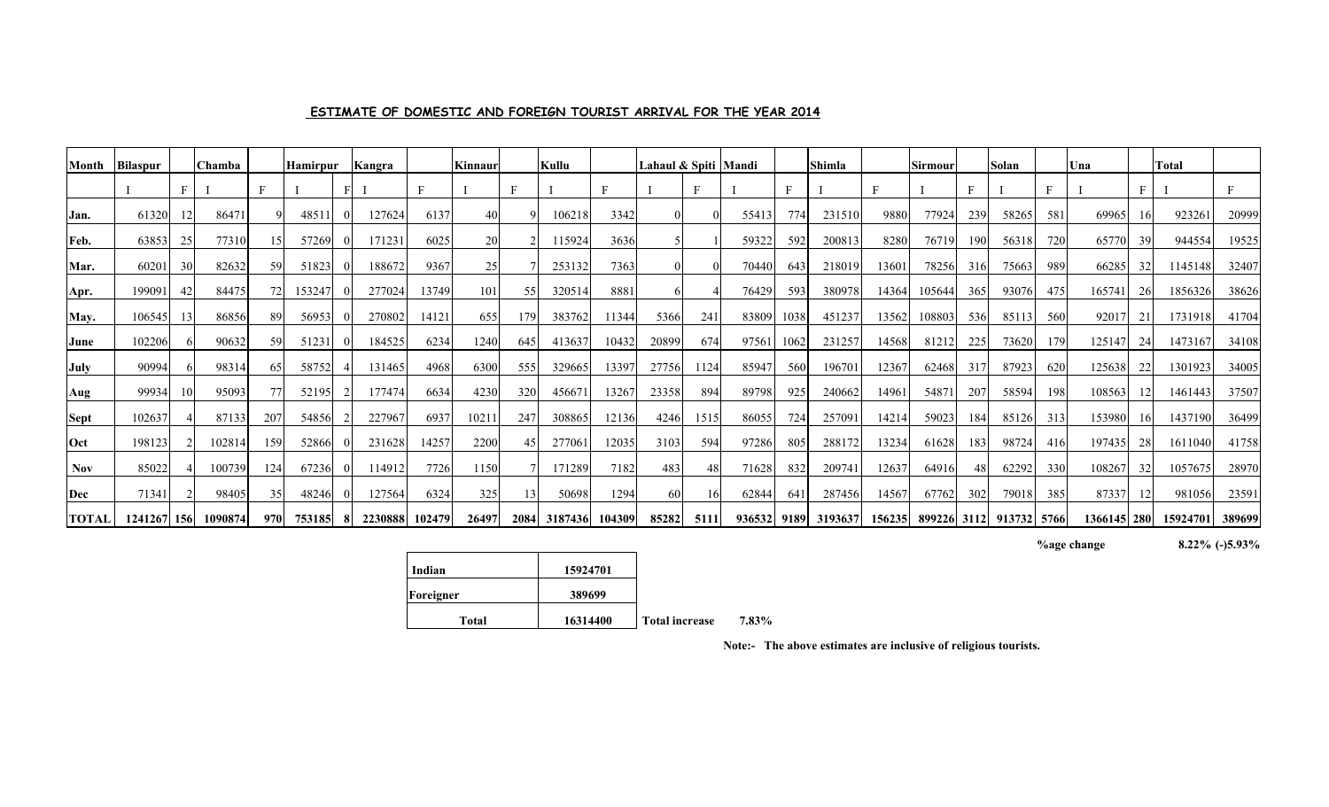## ESTIMATE OF DOMESTIC AND FOREIGN TOURIST ARRIVAL FOR THE YEAR 2014

| Month | Bilaspur | | Chamba | | Hamirpur | | Kangra | | Kinnaur | | Kullu | | Lahaul & Spiti | | Mandi | | Shimla | | Sirmour | | Solan | | Una | | Total | |
|---|---|---|---|---|---|---|---|---|---|---|---|---|---|---|---|---|---|---|---|---|---|---|---|---|---|---|
| | I | F | I | F | I | F | I | F | I | F | I | F | I | F | I | F | I | F | I | F | I | F | I | F | I | F |
| **Jan.** | 61320 | 12 | 86471 | 9 | 48511 | 0 | 127624 | 6137 | 40 | 9 | 106218 | 3342 | 0 | 0 | 55413 | 774 | 231510 | 9880 | 77924 | 239 | 58265 | 581 | 69965 | 16 | 923261 | 20999 |
| **Feb.** | 63853 | 25 | 77310 | 15 | 57269 | 0 | 171231 | 6025 | 20 | 2 | 115924 | 3636 | 5 | 1 | 59322 | 592 | 200813 | 8280 | 76719 | 190 | 56318 | 720 | 65770 | 39 | 944554 | 19525 |
| **Mar.** | 60201 | 30 | 82632 | 59 | 51823 | 0 | 188672 | 9367 | 25 | 7 | 253132 | 7363 | 0 | 0 | 70440 | 643 | 218019 | 13601 | 78256 | 316 | 75663 | 989 | 66285 | 32 | 1145148 | 32407 |
| **Apr.** | 199091 | 42 | 84475 | 72 | 153247 | 0 | 277024 | 13749 | 101 | 55 | 320514 | 8881 | 6 | 4 | 76429 | 593 | 380978 | 14364 | 105644 | 365 | 93076 | 475 | 165741 | 26 | 1856326 | 38626 |
| **May.** | 106545 | 13 | 86856 | 89 | 56953 | 0 | 270802 | 14121 | 655 | 179 | 383762 | 11344 | 5366 | 241 | 83809 | 1038 | 451237 | 13562 | 108803 | 536 | 85113 | 560 | 92017 | 21 | 1731918 | 41704 |
| **June** | 102206 | 6 | 90632 | 59 | 51231 | 0 | 184525 | 6234 | 1240 | 645 | 413637 | 10432 | 20899 | 674 | 97561 | 1062 | 231257 | 14568 | 81212 | 225 | 73620 | 179 | 125147 | 24 | 1473167 | 34108 |
| **July** | 90994 | 6 | 98314 | 65 | 58752 | 4 | 131465 | 4968 | 6300 | 555 | 329665 | 13397 | 27756 | 1124 | 85947 | 560 | 196701 | 12367 | 62468 | 317 | 87923 | 620 | 125638 | 22 | 1301923 | 34005 |
| **Aug** | 99934 | 10 | 95093 | 77 | 52195 | 2 | 177474 | 6634 | 4230 | 320 | 456671 | 13267 | 23358 | 894 | 89798 | 925 | 240662 | 14961 | 54871 | 207 | 58594 | 198 | 108563 | 12 | 1461443 | 37507 |
| **Sept** | 102637 | 4 | 87133 | 207 | 54856 | 2 | 227967 | 6937 | 10211 | 247 | 308865 | 12136 | 4246 | 1515 | 86055 | 724 | 257091 | 14214 | 59023 | 184 | 85126 | 313 | 153980 | 16 | 1437190 | 36499 |
| **Oct** | 198123 | 2 | 102814 | 159 | 52866 | 0 | 231628 | 14257 | 2200 | 45 | 277061 | 12035 | 3103 | 594 | 97286 | 805 | 288172 | 13234 | 61628 | 183 | 98724 | 416 | 197435 | 28 | 1611040 | 41758 |
| **Nov** | 85022 | 4 | 100739 | 124 | 67236 | 0 | 114912 | 7726 | 1150 | 7 | 171289 | 7182 | 483 | 48 | 71628 | 832 | 209741 | 12637 | 64916 | 48 | 62292 | 330 | 108267 | 32 | 1057675 | 28970 |
| **Dec** | 71341 | 2 | 98405 | 35 | 48246 | 0 | 127564 | 6324 | 325 | 13 | 50698 | 1294 | 60 | 16 | 62844 | 641 | 287456 | 14567 | 67762 | 302 | 79018 | 385 | 87337 | 12 | 981056 | 23591 |
| **TOTAL** | **1241267** | **156** | **1090874** | **970** | **753185** | **8** | **2230888** | **102479** | **26497** | **2084** | **3187436** | **104309** | **85282** | **5111** | **936532** | **9189** | **3193637** | **156235** | **899226** | **3112** | **913732** | **5766** | **1366145** | **280** | **15924701** | **389699** |

**%age change** **8.22% (-)5.93%**

| Indian | 15924701 |
|---|---|
| Foreigner | 389699 |
| Total | 16314400 |

**Total increase 7.83%**

**Note:- The above estimates are inclusive of religious tourists.**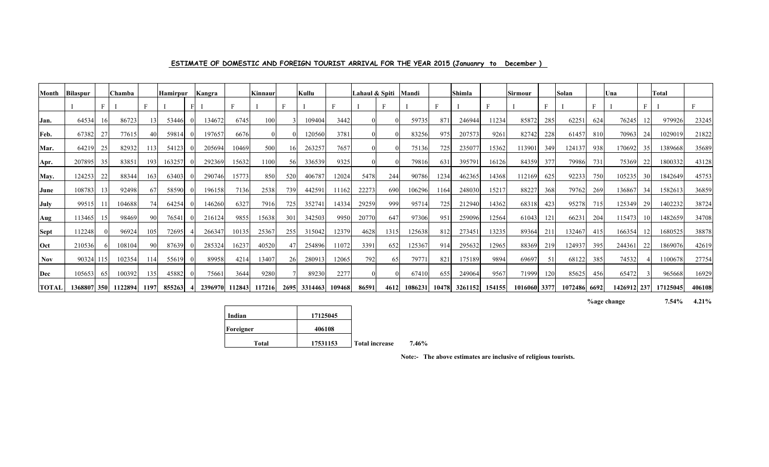**ESTIMATE OF DOMESTIC AND FOREIGN TOURIST ARRIVAL FOR THE YEAR 2015 (Januanry to December )**

| Month | Bilaspur | | Chamba | | Hamirpur | | Kangra | | Kinnaur | | Kullu | | Lahaul & Spiti | | Mandi | | Shimla | | Sirmour | | Solan | | Una | | Total | |
|---|---|---|---|---|---|---|---|---|---|---|---|---|---|---|---|---|---|---|---|---|---|---|---|---|---|---|
| | I | F | I | F | I | F | I | F | I | F | I | F | I | F | I | F | I | F | I | F | I | F | I | F | I | F |
| Jan. | 64534 | 16 | 86723 | 13 | 53446 | 0 | 134672 | 6745 | 100 | 3 | 109404 | 3442 | 0 | 0 | 59735 | 871 | 246944 | 11234 | 85872 | 285 | 62251 | 624 | 76245 | 12 | 979926 | 23245 |
| Feb. | 67382 | 27 | 77615 | 40 | 59814 | 0 | 197657 | 6676 | 0 | 0 | 120560 | 3781 | 0 | 0 | 83256 | 975 | 207573 | 9261 | 82742 | 228 | 61457 | 810 | 70963 | 24 | 1029019 | 21822 |
| Mar. | 64219 | 25 | 82932 | 113 | 54123 | 0 | 205694 | 10469 | 500 | 16 | 263257 | 7657 | 0 | 0 | 75136 | 725 | 235077 | 15362 | 113901 | 349 | 124137 | 938 | 170692 | 35 | 1389668 | 35689 |
| Apr. | 207895 | 35 | 83851 | 193 | 163257 | 0 | 292369 | 15632 | 1100 | 56 | 336539 | 9325 | 0 | 0 | 79816 | 631 | 395791 | 16126 | 84359 | 377 | 79986 | 731 | 75369 | 22 | 1800332 | 43128 |
| May. | 124253 | 22 | 88344 | 163 | 63403 | 0 | 290746 | 15773 | 850 | 520 | 406787 | 12024 | 5478 | 244 | 90786 | 1234 | 462365 | 14368 | 112169 | 625 | 92233 | 750 | 105235 | 30 | 1842649 | 45753 |
| June | 108783 | 13 | 92498 | 67 | 58590 | 0 | 196158 | 7136 | 2538 | 739 | 442591 | 11162 | 22273 | 690 | 106296 | 1164 | 248030 | 15217 | 88227 | 368 | 79762 | 269 | 136867 | 34 | 1582613 | 36859 |
| July | 99515 | 11 | 104688 | 74 | 64254 | 0 | 146260 | 6327 | 7916 | 725 | 352741 | 14334 | 29259 | 999 | 95714 | 725 | 212940 | 14362 | 68318 | 423 | 95278 | 715 | 125349 | 29 | 1402232 | 38724 |
| Aug | 113465 | 15 | 98469 | 90 | 76541 | 0 | 216124 | 9855 | 15638 | 301 | 342503 | 9950 | 20770 | 647 | 97306 | 951 | 259096 | 12564 | 61043 | 121 | 66231 | 204 | 115473 | 10 | 1482659 | 34708 |
| Sept | 112248 | 0 | 96924 | 105 | 72695 | 4 | 266347 | 10135 | 25367 | 255 | 315042 | 12379 | 4628 | 1315 | 125638 | 812 | 273451 | 13235 | 89364 | 211 | 132467 | 415 | 166354 | 12 | 1680525 | 38878 |
| Oct | 210536 | 6 | 108104 | 90 | 87639 | 0 | 285324 | 16237 | 40520 | 47 | 254896 | 11072 | 3391 | 652 | 125367 | 914 | 295632 | 12965 | 88369 | 219 | 124937 | 395 | 244361 | 22 | 1869076 | 42619 |
| Nov | 90324 | 115 | 102354 | 114 | 55619 | 0 | 89958 | 4214 | 13407 | 26 | 280913 | 12065 | 792 | 65 | 79771 | 821 | 175189 | 9894 | 69697 | 51 | 68122 | 385 | 74532 | 4 | 1100678 | 27754 |
| Dec | 105653 | 65 | 100392 | 135 | 45882 | 0 | 75661 | 3644 | 9280 | 7 | 89230 | 2277 | 0 | 0 | 67410 | 655 | 249064 | 9567 | 71999 | 120 | 85625 | 456 | 65472 | 3 | 965668 | 16929 |
| TOTAL | 1368807 | 350 | 1122894 | 1197 | 855263 | 4 | 2396970 | 112843 | 117216 | 2695 | 3314463 | 109468 | 86591 | 4612 | 1086231 | 10478 | 3261152 | 154155 | 1016060 | 3377 | 1072486 | 6692 | 1426912 | 237 | 17125045 | 406108 |

**%age change** **7.54%** **4.21%**

| Indian | 17125045 |
|---|---|
| Foreigner | 406108 |
| Total | 17531153 |

**Total increase** **7.46%**

**Note:- The above estimates are inclusive of religious tourists.**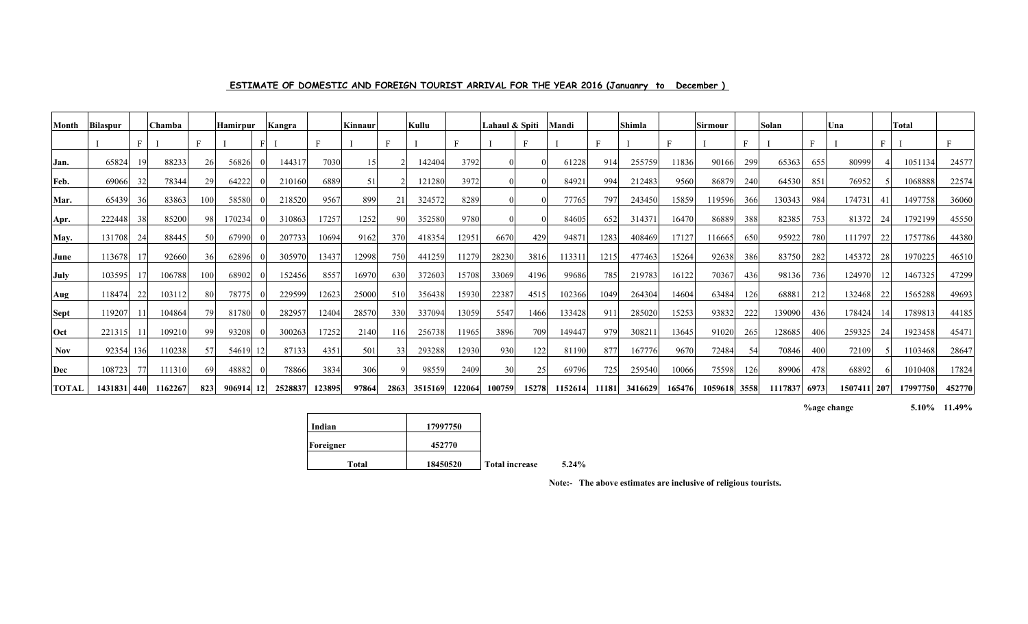**ESTIMATE OF DOMESTIC AND FOREIGN TOURIST ARRIVAL FOR THE YEAR 2016 (Januanry to December )**

| Month | Bilaspur | | Chamba | | Hamirpur | | Kangra | | Kinnaur | | Kullu | | Lahaul & Spiti | | Mandi | | Shimla | | Sirmour | | Solan | | Una | | Total | |
|---|---|---|---|---|---|---|---|---|---|---|---|---|---|---|---|---|---|---|---|---|---|---|---|---|---|---|
| | I | F | I | F | I | F | I | F | I | F | I | F | I | F | I | F | I | F | I | F | I | F | I | F | I | F |
| Jan. | 65824 | 19 | 88233 | 26 | 56826 | 0 | 144317 | 7030 | 15 | 2 | 142404 | 3792 | 0 | 0 | 61228 | 914 | 255759 | 11836 | 90166 | 299 | 65363 | 655 | 80999 | 4 | 1051134 | 24577 |
| Feb. | 69066 | 32 | 78344 | 29 | 64222 | 0 | 210160 | 6889 | 51 | 2 | 121280 | 3972 | 0 | 0 | 84921 | 994 | 212483 | 9560 | 86879 | 240 | 64530 | 851 | 76952 | 5 | 1068888 | 22574 |
| Mar. | 65439 | 36 | 83863 | 100 | 58580 | 0 | 218520 | 9567 | 899 | 21 | 324572 | 8289 | 0 | 0 | 77765 | 797 | 243450 | 15859 | 119596 | 366 | 130343 | 984 | 174731 | 41 | 1497758 | 36060 |
| Apr. | 222448 | 38 | 85200 | 98 | 170234 | 0 | 310863 | 17257 | 1252 | 90 | 352580 | 9780 | 0 | 0 | 84605 | 652 | 314371 | 16470 | 86889 | 388 | 82385 | 753 | 81372 | 24 | 1792199 | 45550 |
| May. | 131708 | 24 | 88445 | 50 | 67990 | 0 | 207733 | 10694 | 9162 | 370 | 418354 | 12951 | 6670 | 429 | 94871 | 1283 | 408469 | 17127 | 116665 | 650 | 95922 | 780 | 111797 | 22 | 1757786 | 44380 |
| June | 113678 | 17 | 92660 | 36 | 62896 | 0 | 305970 | 13437 | 12998 | 750 | 441259 | 11279 | 28230 | 3816 | 113311 | 1215 | 477463 | 15264 | 92638 | 386 | 83750 | 282 | 145372 | 28 | 1970225 | 46510 |
| July | 103595 | 17 | 106788 | 100 | 68902 | 0 | 152456 | 8557 | 16970 | 630 | 372603 | 15708 | 33069 | 4196 | 99686 | 785 | 219783 | 16122 | 70367 | 436 | 98136 | 736 | 124970 | 12 | 1467325 | 47299 |
| Aug | 118474 | 22 | 103112 | 80 | 78775 | 0 | 229599 | 12623 | 25000 | 510 | 356438 | 15930 | 22387 | 4515 | 102366 | 1049 | 264304 | 14604 | 63484 | 126 | 68881 | 212 | 132468 | 22 | 1565288 | 49693 |
| Sept | 119207 | 11 | 104864 | 79 | 81780 | 0 | 282957 | 12404 | 28570 | 330 | 337094 | 13059 | 5547 | 1466 | 133428 | 911 | 285020 | 15253 | 93832 | 222 | 139090 | 436 | 178424 | 14 | 1789813 | 44185 |
| Oct | 221315 | 11 | 109210 | 99 | 93208 | 0 | 300263 | 17252 | 2140 | 116 | 256738 | 11965 | 3896 | 709 | 149447 | 979 | 308211 | 13645 | 91020 | 265 | 128685 | 406 | 259325 | 24 | 1923458 | 45471 |
| Nov | 92354 | 136 | 110238 | 57 | 54619 | 12 | 87133 | 4351 | 501 | 33 | 293288 | 12930 | 930 | 122 | 81190 | 877 | 167776 | 9670 | 72484 | 54 | 70846 | 400 | 72109 | 5 | 1103468 | 28647 |
| Dec | 108723 | 77 | 111310 | 69 | 48882 | 0 | 78866 | 3834 | 306 | 9 | 98559 | 2409 | 30 | 25 | 69796 | 725 | 259540 | 10066 | 75598 | 126 | 89906 | 478 | 68892 | 6 | 1010408 | 17824 |
| TOTAL | 1431831 | 440 | 1162267 | 823 | 906914 | 12 | 2528837 | 123895 | 97864 | 2863 | 3515169 | 122064 | 100759 | 15278 | 1152614 | 11181 | 3416629 | 165476 | 1059618 | 3558 | 1117837 | 6973 | 1507411 | 207 | 17997750 | 452770 |

**%age change** **5.10%** **11.49%**

| Indian | 17997750 |
|---|---|
| Foreigner | 452770 |
| Total | 18450520 |

**Total increase** **5.24%**

**Note:- The above estimates are inclusive of religious tourists.**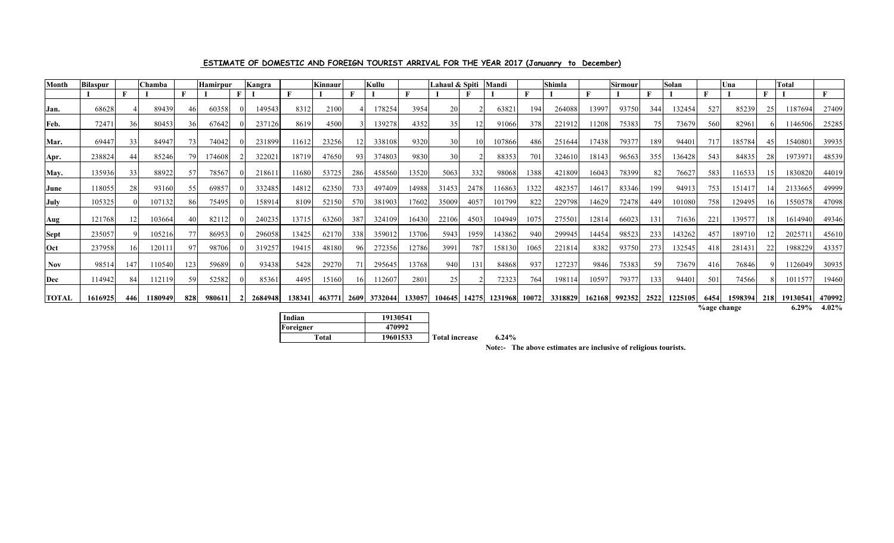**ESTIMATE OF DOMESTIC AND FOREIGN TOURIST ARRIVAL FOR THE YEAR 2017 (Januanry to December)**

| Month | Bilaspur | | Chamba | | Hamirpur | | Kangra | | Kinnaur | | Kullu | | Lahaul & Spiti | | Mandi | | Shimla | | Sirmour | | Solan | | Una | | Total | |
|---|---|---|---|---|---|---|---|---|---|---|---|---|---|---|---|---|---|---|---|---|---|---|---|---|---|---|
| | I | F | I | F | I | F | I | F | I | F | I | F | I | F | I | F | I | F | I | F | I | F | I | F | I | F |
| Jan. | 68628 | 4 | 89439 | 46 | 60358 | 0 | 149543 | 8312 | 2100 | 4 | 178254 | 3954 | 20 | 2 | 63821 | 194 | 264088 | 13997 | 93750 | 344 | 132454 | 527 | 85239 | 25 | 1187694 | 27409 |
| Feb. | 72471 | 36 | 80453 | 36 | 67642 | 0 | 237126 | 8619 | 4500 | 3 | 139278 | 4352 | 35 | 12 | 91066 | 378 | 221912 | 11208 | 75383 | 75 | 73679 | 560 | 82961 | 6 | 1146506 | 25285 |
| Mar. | 69447 | 33 | 84947 | 73 | 74042 | 0 | 231899 | 11612 | 23256 | 12 | 338108 | 9320 | 30 | 10 | 107866 | 486 | 251644 | 17438 | 79377 | 189 | 94401 | 717 | 185784 | 45 | 1540801 | 39935 |
| Apr. | 238824 | 44 | 85246 | 79 | 174608 | 2 | 322021 | 18719 | 47650 | 93 | 374803 | 9830 | 30 | 2 | 88353 | 701 | 324610 | 18143 | 96563 | 355 | 136428 | 543 | 84835 | 28 | 1973971 | 48539 |
| May. | 135936 | 33 | 88922 | 57 | 78567 | 0 | 218611 | 11680 | 53725 | 286 | 458560 | 13520 | 5063 | 332 | 98068 | 1388 | 421809 | 16043 | 78399 | 82 | 76627 | 583 | 116533 | 15 | 1830820 | 44019 |
| June | 118055 | 28 | 93160 | 55 | 69857 | 0 | 332485 | 14812 | 62350 | 733 | 497409 | 14988 | 31453 | 2478 | 116863 | 1322 | 482357 | 14617 | 83346 | 199 | 94913 | 753 | 151417 | 14 | 2133665 | 49999 |
| July | 105325 | 0 | 107132 | 86 | 75495 | 0 | 158914 | 8109 | 52150 | 570 | 381903 | 17602 | 35009 | 4057 | 101799 | 822 | 229798 | 14629 | 72478 | 449 | 101080 | 758 | 129495 | 16 | 1550578 | 47098 |
| Aug | 121768 | 12 | 103664 | 40 | 82112 | 0 | 240235 | 13715 | 63260 | 387 | 324109 | 16430 | 22106 | 4503 | 104949 | 1075 | 275501 | 12814 | 66023 | 131 | 71636 | 221 | 139577 | 18 | 1614940 | 49346 |
| Sept | 235057 | 9 | 105216 | 77 | 86953 | 0 | 296058 | 13425 | 62170 | 338 | 359012 | 13706 | 5943 | 1959 | 143862 | 940 | 299945 | 14454 | 98523 | 233 | 143262 | 457 | 189710 | 12 | 2025711 | 45610 |
| Oct | 237958 | 16 | 120111 | 97 | 98706 | 0 | 319257 | 19415 | 48180 | 96 | 272356 | 12786 | 3991 | 787 | 158130 | 1065 | 221814 | 8382 | 93750 | 273 | 132545 | 418 | 281431 | 22 | 1988229 | 43357 |
| Nov | 98514 | 147 | 110540 | 123 | 59689 | 0 | 93438 | 5428 | 29270 | 71 | 295645 | 13768 | 940 | 131 | 84868 | 937 | 127237 | 9846 | 75383 | 59 | 73679 | 416 | 76846 | 9 | 1126049 | 30935 |
| Dec | 114942 | 84 | 112119 | 59 | 52582 | 0 | 85361 | 4495 | 15160 | 16 | 112607 | 2801 | 25 | 2 | 72323 | 764 | 198114 | 10597 | 79377 | 133 | 94401 | 501 | 74566 | 8 | 1011577 | 19460 |
| TOTAL | 1616925 | 446 | 1180949 | 828 | 980611 | 2 | 2684948 | 138341 | 463771 | 2609 | 3732044 | 133057 | 104645 | 14275 | 1231968 | 10072 | 3318829 | 162168 | 992352 | 2522 | 1225105 | 6454 | 1598394 | 218 | 19130541 | 470992 |
| | | | | | | | | | | | | | | | | | | | | | %age change | | | | 6.29% | 4.02% |

| Indian | 19130541 |
|---|---|
| Foreigner | 470992 |
| Total | 19601533 |

**Total increase** 6.24%

**Note:- The above estimates are inclusive of religious tourists.**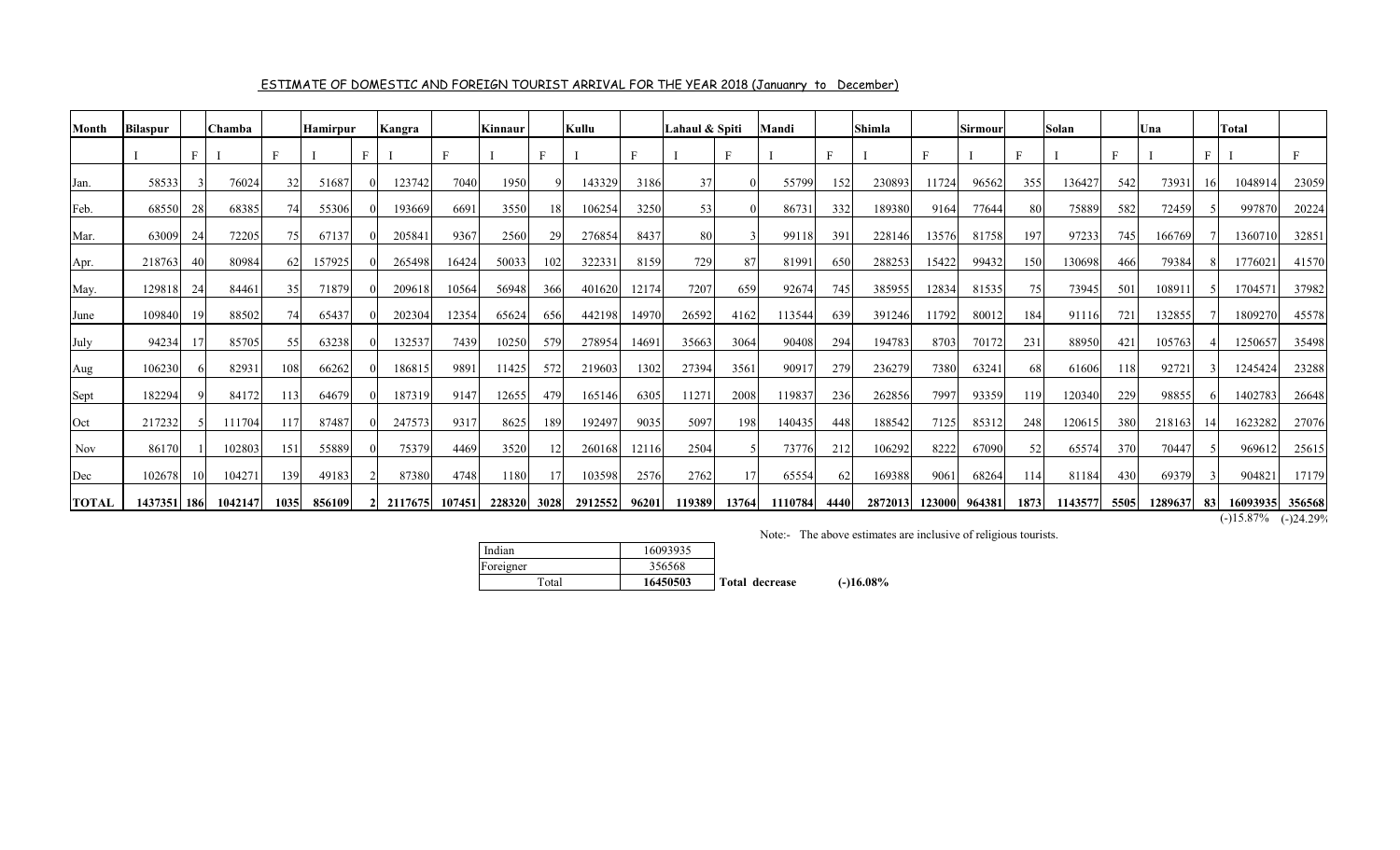ESTIMATE OF DOMESTIC AND FOREIGN TOURIST ARRIVAL FOR THE YEAR 2018 (Januanry to December)

| Month | Bilaspur | | Chamba | | Hamirpur | | Kangra | | Kinnaur | | Kullu | | Lahaul & Spiti | | Mandi | | Shimla | | Sirmour | | Solan | | Una | | Total | |
|---|---|---|---|---|---|---|---|---|---|---|---|---|---|---|---|---|---|---|---|---|---|---|---|---|---|---|
| | I | F | I | F | I | F | I | F | I | F | I | F | I | F | I | F | I | F | I | F | I | F | I | F | I | F |
| Jan. | 58533 | 3 | 76024 | 32 | 51687 | 0 | 123742 | 7040 | 1950 | 9 | 143329 | 3186 | 37 | 0 | 55799 | 152 | 230893 | 11724 | 96562 | 355 | 136427 | 542 | 73931 | 16 | 1048914 | 23059 |
| Feb. | 68550 | 28 | 68385 | 74 | 55306 | 0 | 193669 | 6691 | 3550 | 18 | 106254 | 3250 | 53 | 0 | 86731 | 332 | 189380 | 9164 | 77644 | 80 | 75889 | 582 | 72459 | 5 | 997870 | 20224 |
| Mar. | 63009 | 24 | 72205 | 75 | 67137 | 0 | 205841 | 9367 | 2560 | 29 | 276854 | 8437 | 80 | 3 | 99118 | 391 | 228146 | 13576 | 81758 | 197 | 97233 | 745 | 166769 | 7 | 1360710 | 32851 |
| Apr. | 218763 | 40 | 80984 | 62 | 157925 | 0 | 265498 | 16424 | 50033 | 102 | 322331 | 8159 | 729 | 87 | 81991 | 650 | 288253 | 15422 | 99432 | 150 | 130698 | 466 | 79384 | 8 | 1776021 | 41570 |
| May. | 129818 | 24 | 84461 | 35 | 71879 | 0 | 209618 | 10564 | 56948 | 366 | 401620 | 12174 | 7207 | 659 | 92674 | 745 | 385955 | 12834 | 81535 | 75 | 73945 | 501 | 108911 | 5 | 1704571 | 37982 |
| June | 109840 | 19 | 88502 | 74 | 65437 | 0 | 202304 | 12354 | 65624 | 656 | 442198 | 14970 | 26592 | 4162 | 113544 | 639 | 391246 | 11792 | 80012 | 184 | 91116 | 721 | 132855 | 7 | 1809270 | 45578 |
| July | 94234 | 17 | 85705 | 55 | 63238 | 0 | 132537 | 7439 | 10250 | 579 | 278954 | 14691 | 35663 | 3064 | 90408 | 294 | 194783 | 8703 | 70172 | 231 | 88950 | 421 | 105763 | 4 | 1250657 | 35498 |
| Aug | 106230 | 6 | 82931 | 108 | 66262 | 0 | 186815 | 9891 | 11425 | 572 | 219603 | 1302 | 27394 | 3561 | 90917 | 279 | 236279 | 7380 | 63241 | 68 | 61606 | 118 | 92721 | 3 | 1245424 | 23288 |
| Sept | 182294 | 9 | 84172 | 113 | 64679 | 0 | 187319 | 9147 | 12655 | 479 | 165146 | 6305 | 11271 | 2008 | 119837 | 236 | 262856 | 7997 | 93359 | 119 | 120340 | 229 | 98855 | 6 | 1402783 | 26648 |
| Oct | 217232 | 5 | 111704 | 117 | 87487 | 0 | 247573 | 9317 | 8625 | 189 | 192497 | 9035 | 5097 | 198 | 140435 | 448 | 188542 | 7125 | 85312 | 248 | 120615 | 380 | 218163 | 14 | 1623282 | 27076 |
| Nov | 86170 | 1 | 102803 | 151 | 55889 | 0 | 75379 | 4469 | 3520 | 12 | 260168 | 12116 | 2504 | 5 | 73776 | 212 | 106292 | 8222 | 67090 | 52 | 65574 | 370 | 70447 | 5 | 969612 | 25615 |
| Dec | 102678 | 10 | 104271 | 139 | 49183 | 2 | 87380 | 4748 | 1180 | 17 | 103598 | 2576 | 2762 | 17 | 65554 | 62 | 169388 | 9061 | 68264 | 114 | 81184 | 430 | 69379 | 3 | 904821 | 17179 |
| **TOTAL** | **1437351** | **186** | **1042147** | **1035** | **856109** | **2** | **2117675** | **107451** | **228320** | **3028** | **2912552** | **96201** | **119389** | **13764** | **1110784** | **4440** | **2872013** | **123000** | **964381** | **1873** | **1143577** | **5505** | **1289637** | **83** | **16093935** | **356568** |
| | | | | | | | | | | | | | | | | | | | | | | | | | (-)15.87% | (-)24.29% |

Note:- The above estimates are inclusive of religious tourists.

| Indian | 16093935 | | |
|---|---|---|---|
| Foreigner | 356568 | | |
| Total | **16450503** | **Total decrease** | **(-)16.08%** |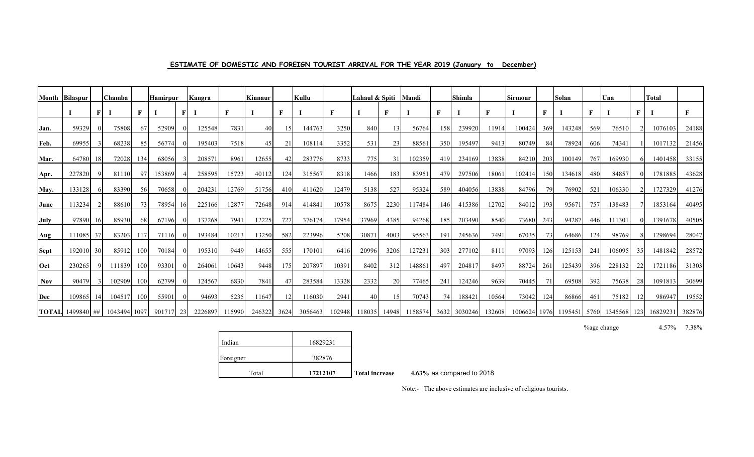## ESTIMATE OF DOMESTIC AND FOREIGN TOURIST ARRIVAL FOR THE YEAR 2019 (January to December)

| Month | Bilaspur | | Chamba | | Hamirpur | | Kangra | | Kinnaur | | Kullu | | Lahaul & Spiti | | Mandi | | Shimla | | Sirmour | | Solan | | Una | | Total | |
|---|---|---|---|---|---|---|---|---|---|---|---|---|---|---|---|---|---|---|---|---|---|---|---|---|---|---|
| | I | F | I | F | I | F | I | F | I | F | I | F | I | F | I | F | I | F | I | F | I | F | I | F | I | F |
| Jan. | 59329 | 0 | 75808 | 67 | 52909 | 0 | 125548 | 7831 | 40 | 15 | 144763 | 3250 | 840 | 13 | 56764 | 158 | 239920 | 11914 | 100424 | 369 | 143248 | 569 | 76510 | 2 | 1076103 | 24188 |
| Feb. | 69955 | 3 | 68238 | 85 | 56774 | 0 | 195403 | 7518 | 45 | 21 | 108114 | 3352 | 531 | 23 | 88561 | 350 | 195497 | 9413 | 80749 | 84 | 78924 | 606 | 74341 | 1 | 1017132 | 21456 |
| Mar. | 64780 | 18 | 72028 | 134 | 68056 | 3 | 208571 | 8961 | 12655 | 42 | 283776 | 8733 | 775 | 31 | 102359 | 419 | 234169 | 13838 | 84210 | 203 | 100149 | 767 | 169930 | 6 | 1401458 | 33155 |
| Apr. | 227820 | 9 | 81110 | 97 | 153869 | 4 | 258595 | 15723 | 40112 | 124 | 315567 | 8318 | 1466 | 183 | 83951 | 479 | 297506 | 18061 | 102414 | 150 | 134618 | 480 | 84857 | 0 | 1781885 | 43628 |
| May. | 133128 | 6 | 83390 | 56 | 70658 | 0 | 204231 | 12769 | 51756 | 410 | 411620 | 12479 | 5138 | 527 | 95324 | 589 | 404056 | 13838 | 84796 | 79 | 76902 | 521 | 106330 | 2 | 1727329 | 41276 |
| June | 113234 | 2 | 88610 | 73 | 78954 | 16 | 225166 | 12877 | 72648 | 914 | 414841 | 10578 | 8675 | 2230 | 117484 | 146 | 415386 | 12702 | 84012 | 193 | 95671 | 757 | 138483 | 7 | 1853164 | 40495 |
| July | 97890 | 16 | 85930 | 68 | 67196 | 0 | 137268 | 7941 | 12225 | 727 | 376174 | 17954 | 37969 | 4385 | 94268 | 185 | 203490 | 8540 | 73680 | 243 | 94287 | 446 | 111301 | 0 | 1391678 | 40505 |
| Aug | 111085 | 37 | 83203 | 117 | 71116 | 0 | 193484 | 10213 | 13250 | 582 | 223996 | 5208 | 30871 | 4003 | 95563 | 191 | 245636 | 7491 | 67035 | 73 | 64686 | 124 | 98769 | 8 | 1298694 | 28047 |
| Sept | 192010 | 30 | 85912 | 100 | 70184 | 0 | 195310 | 9449 | 14655 | 555 | 170101 | 6416 | 20996 | 3206 | 127231 | 303 | 277102 | 8111 | 97093 | 126 | 125153 | 241 | 106095 | 35 | 1481842 | 28572 |
| Oct | 230265 | 9 | 111839 | 100 | 93301 | 0 | 264061 | 10643 | 9448 | 175 | 207897 | 10391 | 8402 | 312 | 148861 | 497 | 204817 | 8497 | 88724 | 261 | 125439 | 396 | 228132 | 22 | 1721186 | 31303 |
| Nov | 90479 | 3 | 102909 | 100 | 62799 | 0 | 124567 | 6830 | 7841 | 47 | 283584 | 13328 | 2332 | 20 | 77465 | 241 | 124246 | 9639 | 70445 | 71 | 69508 | 392 | 75638 | 28 | 1091813 | 30699 |
| Dec | 109865 | 14 | 104517 | 100 | 55901 | 0 | 94693 | 5235 | 11647 | 12 | 116030 | 2941 | 40 | 15 | 70743 | 74 | 188421 | 10564 | 73042 | 124 | 86866 | 461 | 75182 | 12 | 986947 | 19552 |
| TOTAL | 1499840 | ## | 1043494 | 1097 | 901717 | 23 | 2226897 | 115990 | 246322 | 3624 | 3056463 | 102948 | 118035 | 14948 | 1158574 | 3632 | 3030246 | 132608 | 1006624 | 1976 | 1195451 | 5760 | 1345568 | 123 | 16829231 | 382876 |

%age change 4.57% 7.38%

| Indian | 16829231 |
|---|---|
| Foreigner | 382876 |
| Total | **17212107** |

**Total increase** **4.63%** as compared to 2018

Note:- The above estimates are inclusive of religious tourists.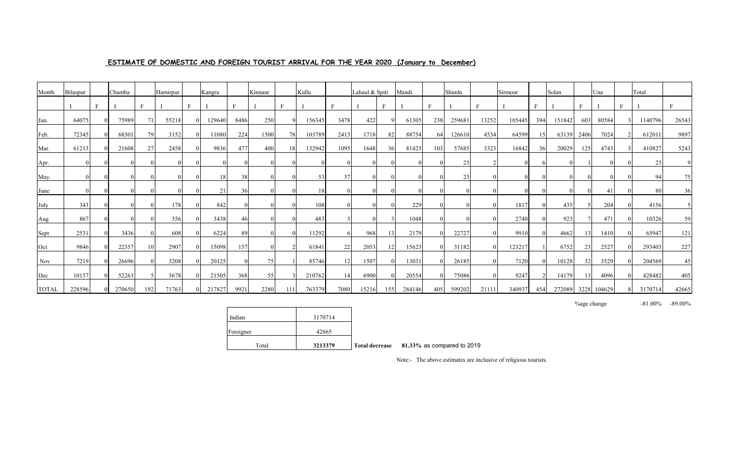## ESTIMATE OF DOMESTIC AND FOREIGN TOURIST ARRIVAL FOR THE YEAR 2020 (January to December)

| Month | Bilaspur | | Chamba | | Hamirpur | | Kangra | | Kinnaur | | Kullu | | Lahaul & Spiti | | Mandi | | Shimla | | Sirmour | | Solan | | Una | | Total | |
|---|---|---|---|---|---|---|---|---|---|---|---|---|---|---|---|---|---|---|---|---|---|---|---|---|---|---|
| | I | F | I | F | I | F | I | F | I | F | I | F | I | F | I | F | I | F | I | F | I | F | I | F | I | F |
| Jan. | 64075 | 0 | 75989 | 71 | 55218 | 0 | 129640 | 8486 | 250 | 9 | 156345 | 3478 | 422 | 9 | 61305 | 238 | 259681 | 13252 | 105445 | 394 | 151842 | 603 | 80584 | 3 | 1140796 | 26543 |
| Feb. | 72345 | 0 | 68301 | 79 | 3152 | 0 | 11080 | 224 | 1500 | 78 | 103789 | 2413 | 1718 | 82 | 88754 | 64 | 126610 | 4534 | 64599 | 15 | 63139 | 2406 | 7024 | 2 | 612011 | 9897 |
| Mar. | 61213 | 0 | 21608 | 27 | 2458 | 0 | 9836 | 477 | 400 | 18 | 132942 | 1095 | 1648 | 36 | 81423 | 103 | 57685 | 3323 | 16842 | 36 | 20029 | 125 | 4743 | 3 | 410827 | 5243 |
| Apr. | 0 | 0 | 0 | 0 | 0 | 0 | 0 | 0 | 0 | 0 | 0 | 0 | 0 | 0 | 0 | 0 | 23 | 2 | 0 | 6 | 0 | 1 | 0 | 0 | 23 | 9 |
| May. | 0 | 0 | 0 | 0 | 0 | 0 | 18 | 38 | 0 | 0 | 53 | 37 | 0 | 0 | 0 | 0 | 23 | 0 | 0 | 0 | 0 | 0 | 0 | 0 | 94 | 75 |
| June | 0 | 0 | 0 | 0 | 0 | 0 | 21 | 36 | 0 | 0 | 18 | 0 | 0 | 0 | 0 | 0 | 0 | 0 | 0 | 0 | 0 | 0 | 41 | 0 | 80 | 36 |
| July | 343 | 0 | 0 | 0 | 178 | 0 | 842 | 0 | 0 | 0 | 108 | 0 | 0 | 0 | 229 | 0 | 0 | 0 | 1817 | 0 | 435 | 5 | 204 | 0 | 4156 | 5 |
| Aug | 867 | 0 | 0 | 0 | 356 | 0 | 3438 | 46 | 0 | 0 | 483 | 3 | 0 | 3 | 1048 | 0 | 0 | 0 | 2740 | 0 | 923 | 7 | 471 | 0 | 10326 | 59 |
| Sept | 2531 | 0 | 3436 | 0 | 608 | 0 | 6224 | 89 | 0 | 0 | 11292 | 6 | 968 | 13 | 2179 | 0 | 22727 | 0 | 9910 | 0 | 4662 | 13 | 1410 | 0 | 65947 | 121 |
| Oct | 9846 | 0 | 22357 | 10 | 2907 | 0 | 15098 | 157 | 0 | 2 | 61841 | 22 | 2053 | 12 | 15623 | 0 | 31182 | 0 | 123217 | 1 | 6752 | 23 | 2527 | 0 | 293403 | 227 |
| Nov | 7219 | 0 | 26696 | 0 | 3208 | 0 | 20125 | 0 | 75 | 1 | 85746 | 12 | 1507 | 0 | 13031 | 0 | 26185 | 0 | 7120 | 0 | 10128 | 32 | 3529 | 0 | 204569 | 45 |
| Dec | 10157 | 0 | 52263 | 5 | 3678 | 0 | 21505 | 368 | 55 | 3 | 210762 | 14 | 6900 | 0 | 20554 | 0 | 75086 | 0 | 9247 | 2 | 14179 | 13 | 4096 | 0 | 428482 | 405 |
| TOTAL | 228596 | 0 | 270650 | 192 | 71763 | 0 | 217827 | 9921 | 2280 | 111 | 763379 | 7080 | 15216 | 155 | 284146 | 405 | 599202 | 21111 | 340937 | 454 | 272089 | 3228 | 104629 | 8 | 3170714 | 42665 |

%age change -81.00% -89.00%

| Indian | 3170714 |
|---|---|
| Foreigner | 42665 |
| Total | **3213379** |

**Total decrease** **81.33%** as compared to 2019

Note:- The above estimates are inclusive of religious tourists.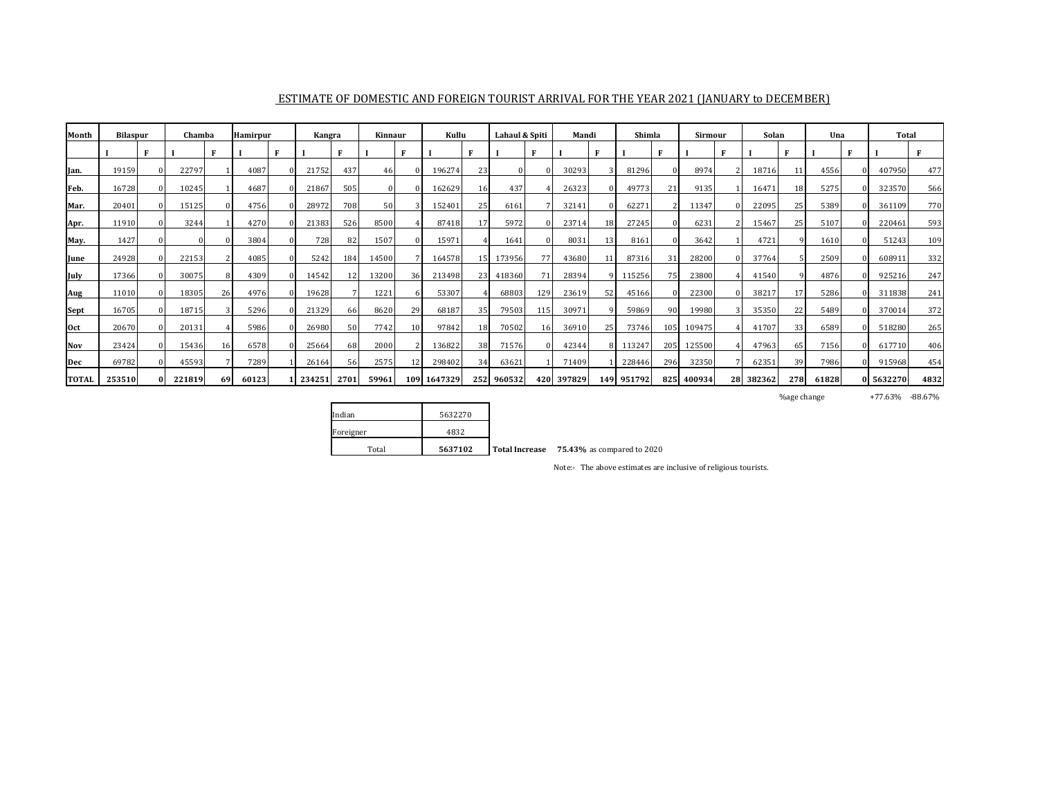## ESTIMATE OF DOMESTIC AND FOREIGN TOURIST ARRIVAL FOR THE YEAR 2021 (JANUARY to DECEMBER)

| Month | Bilaspur | | Chamba | | Hamirpur | | Kangra | | Kinnaur | | Kullu | | Lahaul & Spiti | | Mandi | | Shimla | | Sirmour | | Solan | | Una | | Total | |
|---|---|---|---|---|---|---|---|---|---|---|---|---|---|---|---|---|---|---|---|---|---|---|---|---|---|---|
| | I | F | I | F | I | F | I | F | I | F | I | F | I | F | I | F | I | F | I | F | I | F | I | F | I | F |
| Jan. | 19159 | 0 | 22797 | 1 | 4087 | 0 | 21752 | 437 | 46 | 0 | 196274 | 23 | 0 | 0 | 30293 | 3 | 81296 | 0 | 8974 | 2 | 18716 | 11 | 4556 | 0 | 407950 | 477 |
| Feb. | 16728 | 0 | 10245 | 1 | 4687 | 0 | 21867 | 505 | 0 | 0 | 162629 | 16 | 437 | 4 | 26323 | 0 | 49773 | 21 | 9135 | 1 | 16471 | 18 | 5275 | 0 | 323570 | 566 |
| Mar. | 20401 | 0 | 15125 | 0 | 4756 | 0 | 28972 | 708 | 50 | 3 | 152401 | 25 | 6161 | 7 | 32141 | 0 | 62271 | 2 | 11347 | 0 | 22095 | 25 | 5389 | 0 | 361109 | 770 |
| Apr. | 11910 | 0 | 3244 | 1 | 4270 | 0 | 21383 | 526 | 8500 | 4 | 87418 | 17 | 5972 | 0 | 23714 | 18 | 27245 | 0 | 6231 | 2 | 15467 | 25 | 5107 | 0 | 220461 | 593 |
| May. | 1427 | 0 | 0 | 0 | 3804 | 0 | 728 | 82 | 1507 | 0 | 15971 | 4 | 1641 | 0 | 8031 | 13 | 8161 | 0 | 3642 | 1 | 4721 | 9 | 1610 | 0 | 51243 | 109 |
| June | 24928 | 0 | 22153 | 2 | 4085 | 0 | 5242 | 184 | 14500 | 7 | 164578 | 15 | 173956 | 77 | 43680 | 11 | 87316 | 31 | 28200 | 0 | 37764 | 5 | 2509 | 0 | 608911 | 332 |
| July | 17366 | 0 | 30075 | 8 | 4309 | 0 | 14542 | 12 | 13200 | 36 | 213498 | 23 | 418360 | 71 | 28394 | 9 | 115256 | 75 | 23800 | 4 | 41540 | 9 | 4876 | 0 | 925216 | 247 |
| Aug | 11010 | 0 | 18305 | 26 | 4976 | 0 | 19628 | 7 | 1221 | 6 | 53307 | 4 | 68803 | 129 | 23619 | 52 | 45166 | 0 | 22300 | 0 | 38217 | 17 | 5286 | 0 | 311838 | 241 |
| Sept | 16705 | 0 | 18715 | 3 | 5296 | 0 | 21329 | 66 | 8620 | 29 | 68187 | 35 | 79503 | 115 | 30971 | 9 | 59869 | 90 | 19980 | 3 | 35350 | 22 | 5489 | 0 | 370014 | 372 |
| Oct | 20670 | 0 | 20131 | 4 | 5986 | 0 | 26980 | 50 | 7742 | 10 | 97842 | 18 | 70502 | 16 | 36910 | 25 | 73746 | 105 | 109475 | 4 | 41707 | 33 | 6589 | 0 | 518280 | 265 |
| Nov | 23424 | 0 | 15436 | 16 | 6578 | 0 | 25664 | 68 | 2000 | 2 | 136822 | 38 | 71576 | 0 | 42344 | 8 | 113247 | 205 | 125500 | 4 | 47963 | 65 | 7156 | 0 | 617710 | 406 |
| Dec | 69782 | 0 | 45593 | 7 | 7289 | 1 | 26164 | 56 | 2575 | 12 | 298402 | 34 | 63621 | 1 | 71409 | 1 | 228446 | 296 | 32350 | 7 | 62351 | 39 | 7986 | 0 | 915968 | 454 |
| **TOTAL** | **253510** | **0** | **221819** | **69** | **60123** | **1** | **234251** | **2701** | **59961** | **109** | **1647329** | **252** | **960532** | **420** | **397829** | **149** | **951792** | **825** | **400934** | **28** | **382362** | **278** | **61828** | **0** | **5632270** | **4832** |

%age change +77.63% -88.67%

| | |
|---|---|
| Indian | 5632270 |
| Foreigner | 4832 |
| Total | **5637102** |

**Total Increase** **75.43%** as compared to 2020

Note:- The above estimates are inclusive of religious tourists.